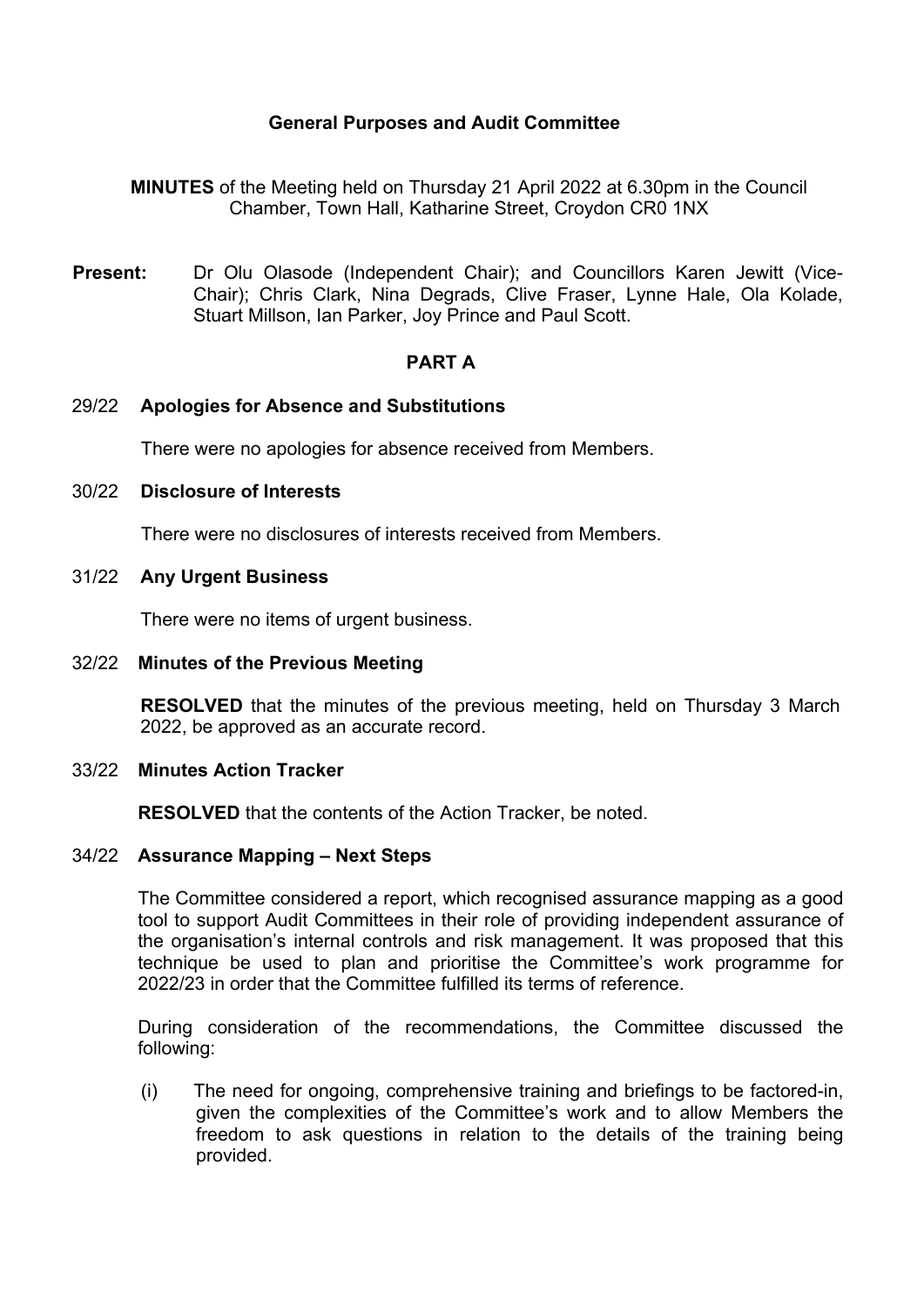# General Purposes and Audit Committee

**MINUTES** of the Meeting held on Thursday 21 April 2022 at 6.30pm in the Council Chamber, Town Hall, Katharine Street, Croydon CR0 1NX

**Present:** Dr Olu Olasode (Independent Chair); and Councillors Karen Jewitt (Vice-Chair); Chris Clark, Nina Degrads, Clive Fraser, Lynne Hale, Ola Kolade, Stuart Millson, Ian Parker, Joy Prince and Paul Scott.

## PART A

### 29/22 Apologies for Absence and Substitutions

There were no apologies for absence received from Members.

### 30/22 Disclosure of Interests

There were no disclosures of interests received from Members.

### 31/22 Any Urgent Business

There were no items of urgent business.

### 32/22 Minutes of the Previous Meeting

**RESOLVED** that the minutes of the previous meeting, held on Thursday 3 March 2022, be approved as an accurate record.

### 33/22 Minutes Action Tracker

**RESOLVED** that the contents of the Action Tracker, be noted.

### 34/22 Assurance Mapping – Next Steps

The Committee considered a report, which recognised assurance mapping as a good tool to support Audit Committees in their role of providing independent assurance of the organisation's internal controls and risk management. It was proposed that this technique be used to plan and prioritise the Committee's work programme for 2022/23 in order that the Committee fulfilled its terms of reference.

During consideration of the recommendations, the Committee discussed the following:

(i) The need for ongoing, comprehensive training and briefings to be factored-in, given the complexities of the Committee's work and to allow Members the freedom to ask questions in relation to the details of the training being provided.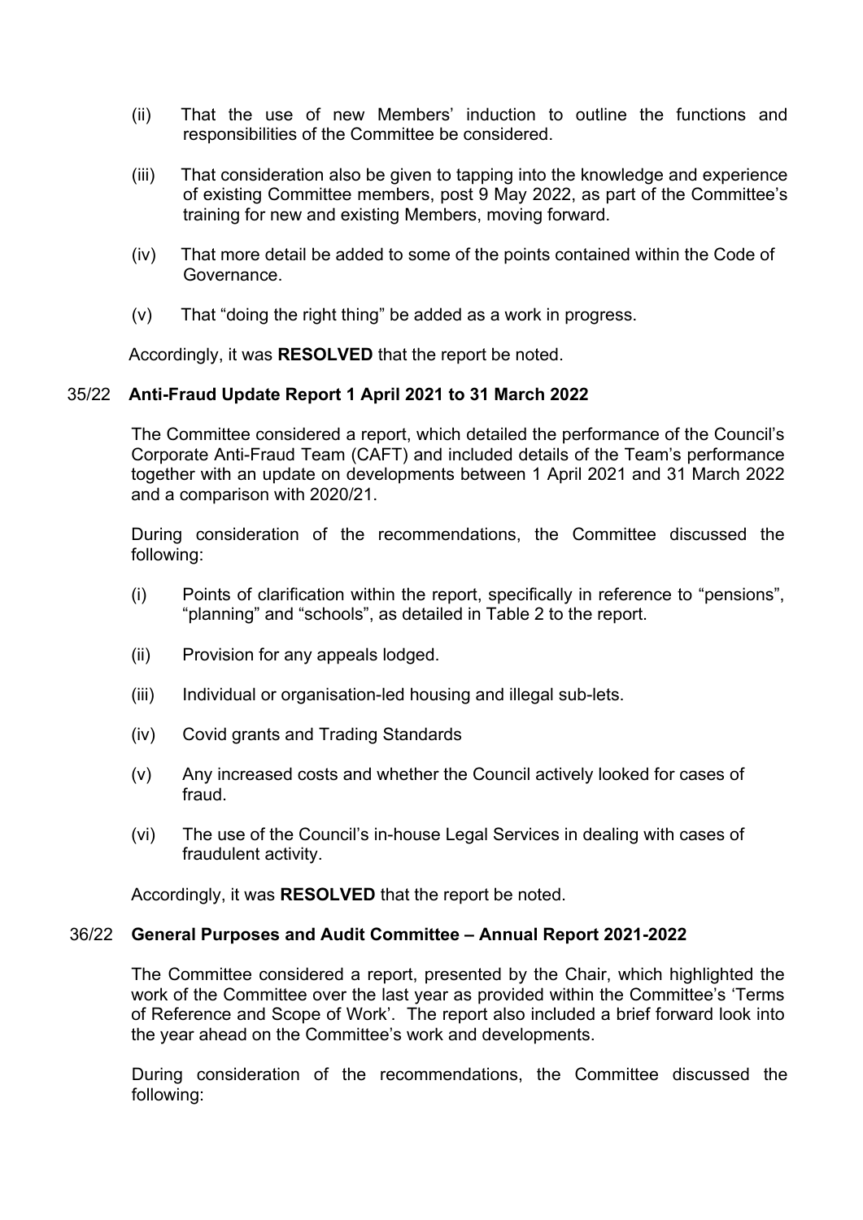(ii) That the use of new Members' induction to outline the functions and responsibilities of the Committee be considered.

(iii) That consideration also be given to tapping into the knowledge and experience of existing Committee members, post 9 May 2022, as part of the Committee's training for new and existing Members, moving forward.

(iv) That more detail be added to some of the points contained within the Code of Governance.

(v) That "doing the right thing" be added as a work in progress.

Accordingly, it was **RESOLVED** that the report be noted.

### 35/22 Anti-Fraud Update Report 1 April 2021 to 31 March 2022

The Committee considered a report, which detailed the performance of the Council's Corporate Anti-Fraud Team (CAFT) and included details of the Team's performance together with an update on developments between 1 April 2021 and 31 March 2022 and a comparison with 2020/21.

During consideration of the recommendations, the Committee discussed the following:

(i) Points of clarification within the report, specifically in reference to "pensions", "planning" and "schools", as detailed in Table 2 to the report.

(ii) Provision for any appeals lodged.

(iii) Individual or organisation-led housing and illegal sub-lets.

(iv) Covid grants and Trading Standards

(v) Any increased costs and whether the Council actively looked for cases of fraud.

(vi) The use of the Council's in-house Legal Services in dealing with cases of fraudulent activity.

Accordingly, it was **RESOLVED** that the report be noted.

### 36/22 General Purposes and Audit Committee – Annual Report 2021-2022

The Committee considered a report, presented by the Chair, which highlighted the work of the Committee over the last year as provided within the Committee's 'Terms of Reference and Scope of Work'. The report also included a brief forward look into the year ahead on the Committee's work and developments.

During consideration of the recommendations, the Committee discussed the following: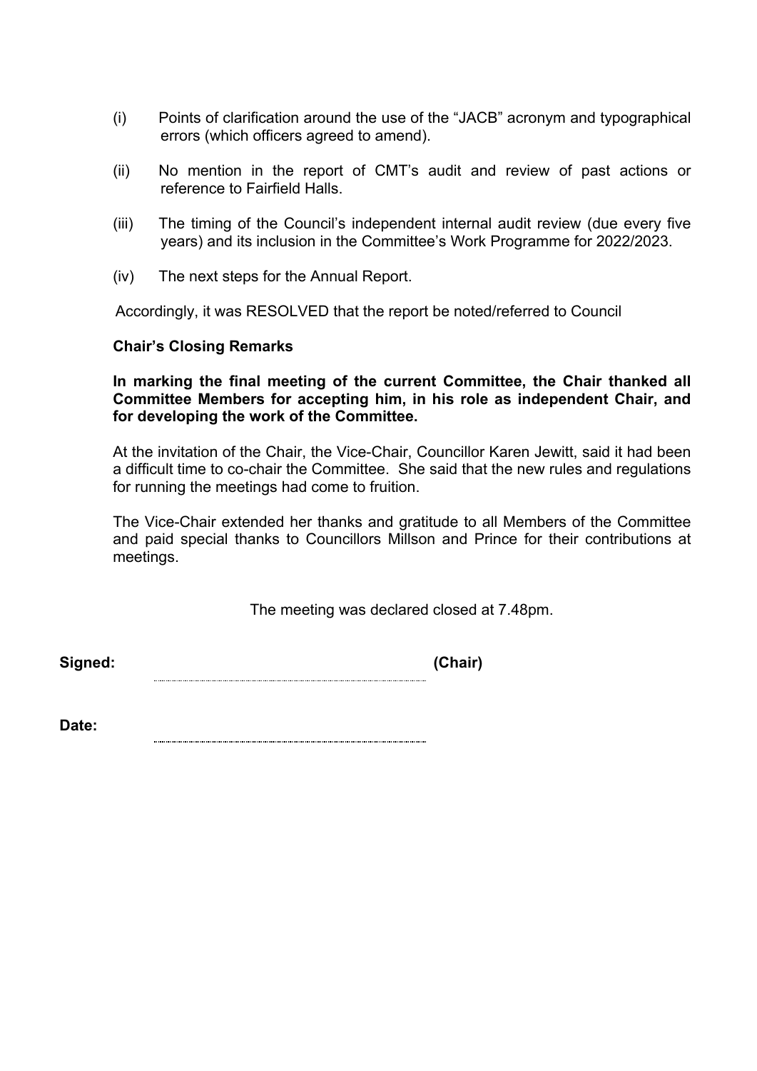(i) Points of clarification around the use of the "JACB" acronym and typographical errors (which officers agreed to amend).

(ii) No mention in the report of CMT's audit and review of past actions or reference to Fairfield Halls.

(iii) The timing of the Council's independent internal audit review (due every five years) and its inclusion in the Committee's Work Programme for 2022/2023.

(iv) The next steps for the Annual Report.

Accordingly, it was RESOLVED that the report be noted/referred to Council

**Chair's Closing Remarks**

**In marking the final meeting of the current Committee, the Chair thanked all Committee Members for accepting him, in his role as independent Chair, and for developing the work of the Committee.**

At the invitation of the Chair, the Vice-Chair, Councillor Karen Jewitt, said it had been a difficult time to co-chair the Committee. She said that the new rules and regulations for running the meetings had come to fruition.

The Vice-Chair extended her thanks and gratitude to all Members of the Committee and paid special thanks to Councillors Millson and Prince for their contributions at meetings.

The meeting was declared closed at 7.48pm.

**Signed:** ........................................................ **(Chair)**

**Date:** ........................................................